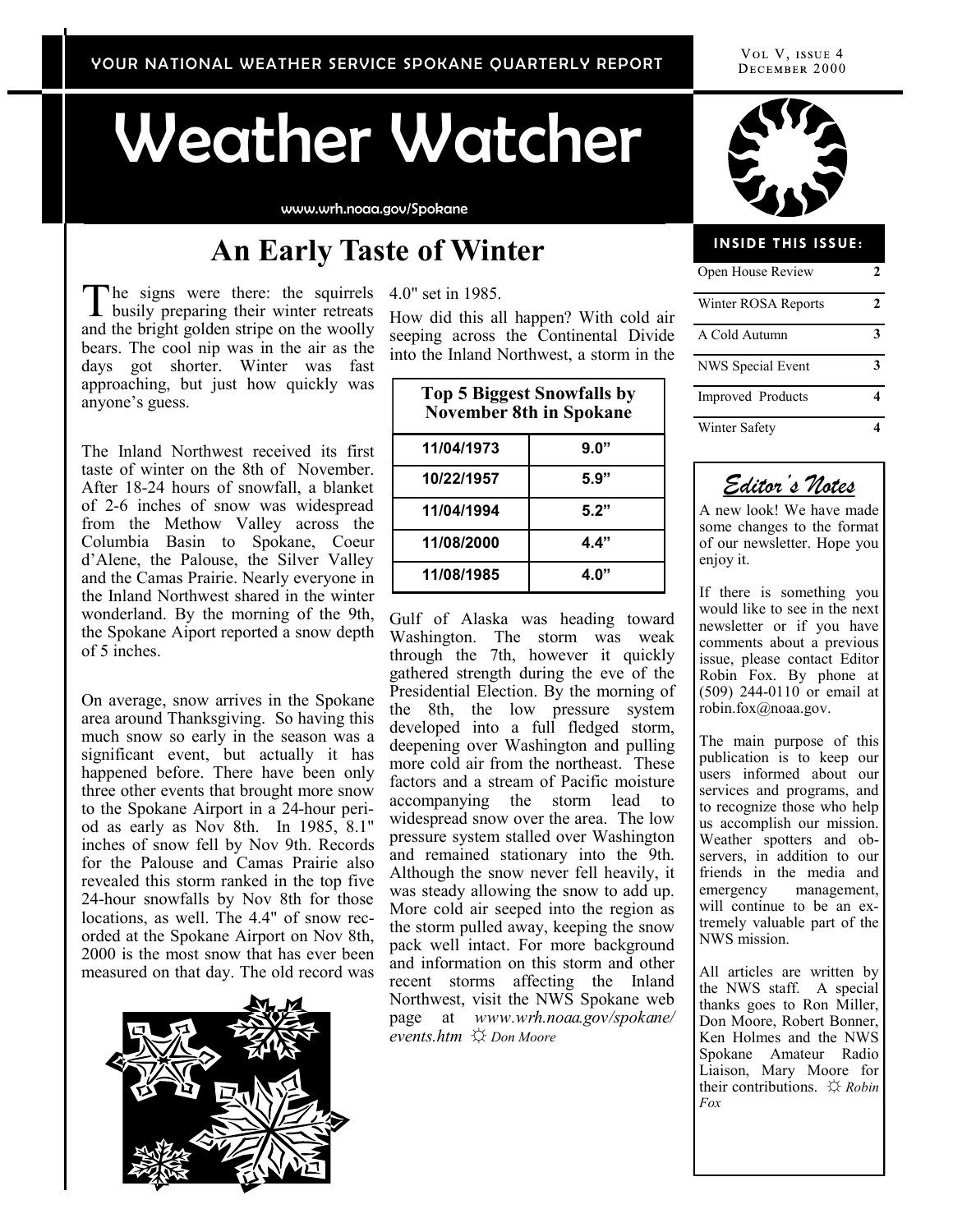YOUR NATIONAL WEATHER SERVICE SPOKANE QUARTERLY REPORT

VOL V, ISSUE 4
DECEMBER 2000

# Weather Watcher

www.wrh.noaa.gov/Spokane

## An Early Taste of Winter

The signs were there: the squirrels busily preparing their winter retreats and the bright golden stripe on the woolly bears. The cool nip was in the air as the days got shorter. Winter was fast approaching, but just how quickly was anyone's guess.

The Inland Northwest received its first taste of winter on the 8th of November. After 18-24 hours of snowfall, a blanket of 2-6 inches of snow was widespread from the Methow Valley across the Columbia Basin to Spokane, Coeur d'Alene, the Palouse, the Silver Valley and the Camas Prairie. Nearly everyone in the Inland Northwest shared in the winter wonderland. By the morning of the 9th, the Spokane Aiport reported a snow depth of 5 inches.

On average, snow arrives in the Spokane area around Thanksgiving. So having this much snow so early in the season was a significant event, but actually it has happened before. There have been only three other events that brought more snow to the Spokane Airport in a 24-hour period as early as Nov 8th. In 1985, 8.1" inches of snow fell by Nov 9th. Records for the Palouse and Camas Prairie also revealed this storm ranked in the top five 24-hour snowfalls by Nov 8th for those locations, as well. The 4.4" of snow recorded at the Spokane Airport on Nov 8th, 2000 is the most snow that has ever been measured on that day. The old record was 4.0" set in 1985.

How did this all happen? With cold air seeping across the Continental Divide into the Inland Northwest, a storm in the Gulf of Alaska was heading toward Washington. The storm was weak through the 7th, however it quickly gathered strength during the eve of the Presidential Election. By the morning of the 8th, the low pressure system developed into a full fledged storm, deepening over Washington and pulling more cold air from the northeast. These factors and a stream of Pacific moisture accompanying the storm lead to widespread snow over the area. The low pressure system stalled over Washington and remained stationary into the 9th. Although the snow never fell heavily, it was steady allowing the snow to add up. More cold air seeped into the region as the storm pulled away, keeping the snow pack well intact. For more background and information on this storm and other recent storms affecting the Inland Northwest, visit the NWS Spokane web page at *www.wrh.noaa.gov/spokane/events.htm* ☼ *Don Moore*

| Top 5 Biggest Snowfalls by November 8th in Spokane | |
|---|---|
| 11/04/1973 | 9.0" |
| 10/22/1957 | 5.9" |
| 11/04/1994 | 5.2" |
| 11/08/2000 | 4.4" |
| 11/08/1985 | 4.0" |

### INSIDE THIS ISSUE:

| | |
|---|---|
| Open House Review | 2 |
| Winter ROSA Reports | 2 |
| A Cold Autumn | 3 |
| NWS Special Event | 3 |
| Improved Products | 4 |
| Winter Safety | 4 |

### *Editor's Notes*

A new look! We have made some changes to the format of our newsletter. Hope you enjoy it.

If there is something you would like to see in the next newsletter or if you have comments about a previous issue, please contact Editor Robin Fox. By phone at (509) 244-0110 or email at robin.fox@noaa.gov.

The main purpose of this publication is to keep our users informed about our services and programs, and to recognize those who help us accomplish our mission. Weather spotters and observers, in addition to our friends in the media and emergency management, will continue to be an extremely valuable part of the NWS mission.

All articles are written by the NWS staff. A special thanks goes to Ron Miller, Don Moore, Robert Bonner, Ken Holmes and the NWS Spokane Amateur Radio Liaison, Mary Moore for their contributions. ☼ *Robin Fox*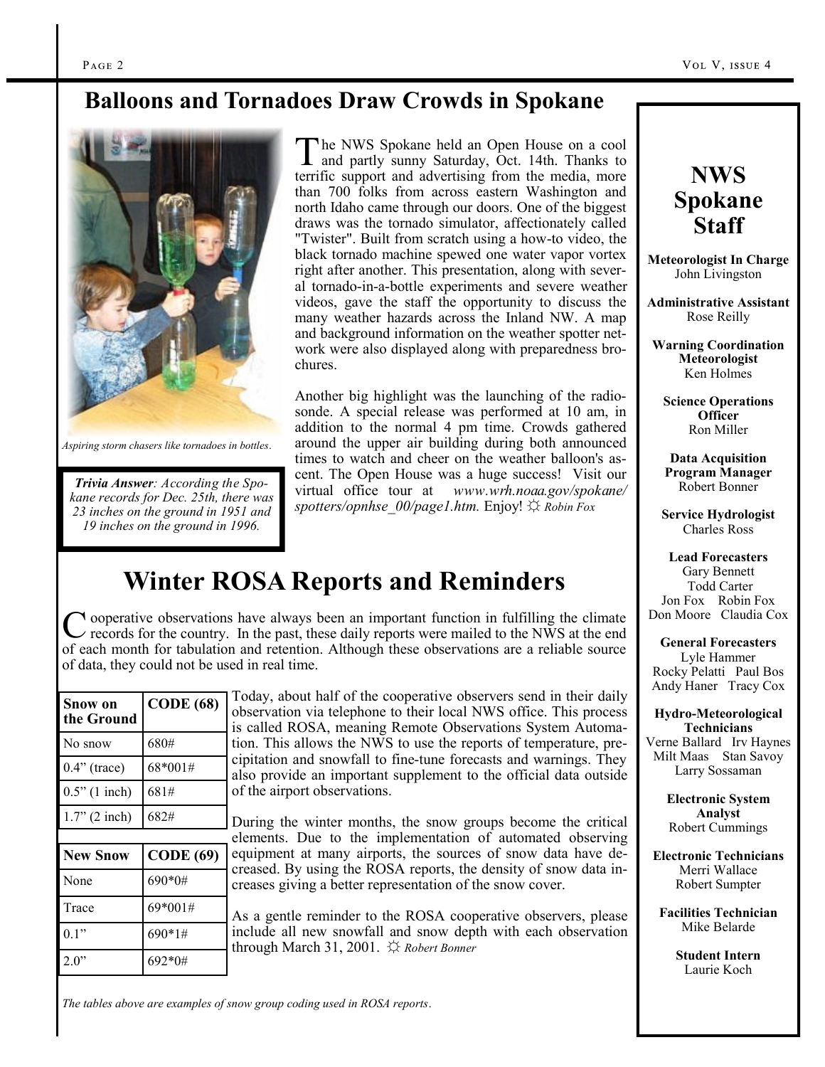# Balloons and Tornadoes Draw Crowds in Spokane

The NWS Spokane held an Open House on a cool and partly sunny Saturday, Oct. 14th. Thanks to terrific support and advertising from the media, more than 700 folks from across eastern Washington and north Idaho came through our doors. One of the biggest draws was the tornado simulator, affectionately called "Twister". Built from scratch using a how-to video, the black tornado machine spewed one water vapor vortex right after another. This presentation, along with several tornado-in-a-bottle experiments and severe weather videos, gave the staff the opportunity to discuss the many weather hazards across the Inland NW. A map and background information on the weather spotter network were also displayed along with preparedness brochures.

Another big highlight was the launching of the radiosonde. A special release was performed at 10 am, in addition to the normal 4 pm time. Crowds gathered around the upper air building during both announced times to watch and cheer on the weather balloon's ascent. The Open House was a huge success! Visit our virtual office tour at *www.wrh.noaa.gov/spokane/spotters/opnhse_00/page1.htm.* Enjoy! ☼ *Robin Fox*

*Aspiring storm chasers like tornadoes in bottles.*

***Trivia Answer**: According the Spokane records for Dec. 25th, there was 23 inches on the ground in 1951 and 19 inches on the ground in 1996.*

# Winter ROSA Reports and Reminders

Cooperative observations have always been an important function in fulfilling the climate records for the country. In the past, these daily reports were mailed to the NWS at the end of each month for tabulation and retention. Although these observations are a reliable source of data, they could not be used in real time.

Today, about half of the cooperative observers send in their daily observation via telephone to their local NWS office. This process is called ROSA, meaning Remote Observations System Automation. This allows the NWS to use the reports of temperature, precipitation and snowfall to fine-tune forecasts and warnings. They also provide an important supplement to the official data outside of the airport observations.

During the winter months, the snow groups become the critical elements. Due to the implementation of automated observing equipment at many airports, the sources of snow data have decreased. By using the ROSA reports, the density of snow data increases giving a better representation of the snow cover.

As a gentle reminder to the ROSA cooperative observers, please include all new snowfall and snow depth with each observation through March 31, 2001. ☼ *Robert Bonner*

| Snow on the Ground | CODE (68) |
|---|---|
| No snow | 680# |
| 0.4" (trace) | 68*001# |
| 0.5" (1 inch) | 681# |
| 1.7" (2 inch) | 682# |

| New Snow | CODE (69) |
|---|---|
| None | 690*0# |
| Trace | 69*001# |
| 0.1" | 690*1# |
| 2.0" | 692*0# |

*The tables above are examples of snow group coding used in ROSA reports.*

## NWS Spokane Staff

**Meteorologist In Charge**
John Livingston

**Administrative Assistant**
Rose Reilly

**Warning Coordination Meteorologist**
Ken Holmes

**Science Operations Officer**
Ron Miller

**Data Acquisition Program Manager**
Robert Bonner

**Service Hydrologist**
Charles Ross

**Lead Forecasters**
Gary Bennett
Todd Carter
Jon Fox  Robin Fox
Don Moore  Claudia Cox

**General Forecasters**
Lyle Hammer
Rocky Pelatti  Paul Bos
Andy Haner  Tracy Cox

**Hydro-Meteorological Technicians**
Verne Ballard  Irv Haynes
Milt Maas  Stan Savoy
Larry Sossaman

**Electronic System Analyst**
Robert Cummings

**Electronic Technicians**
Merri Wallace
Robert Sumpter

**Facilities Technician**
Mike Belarde

**Student Intern**
Laurie Koch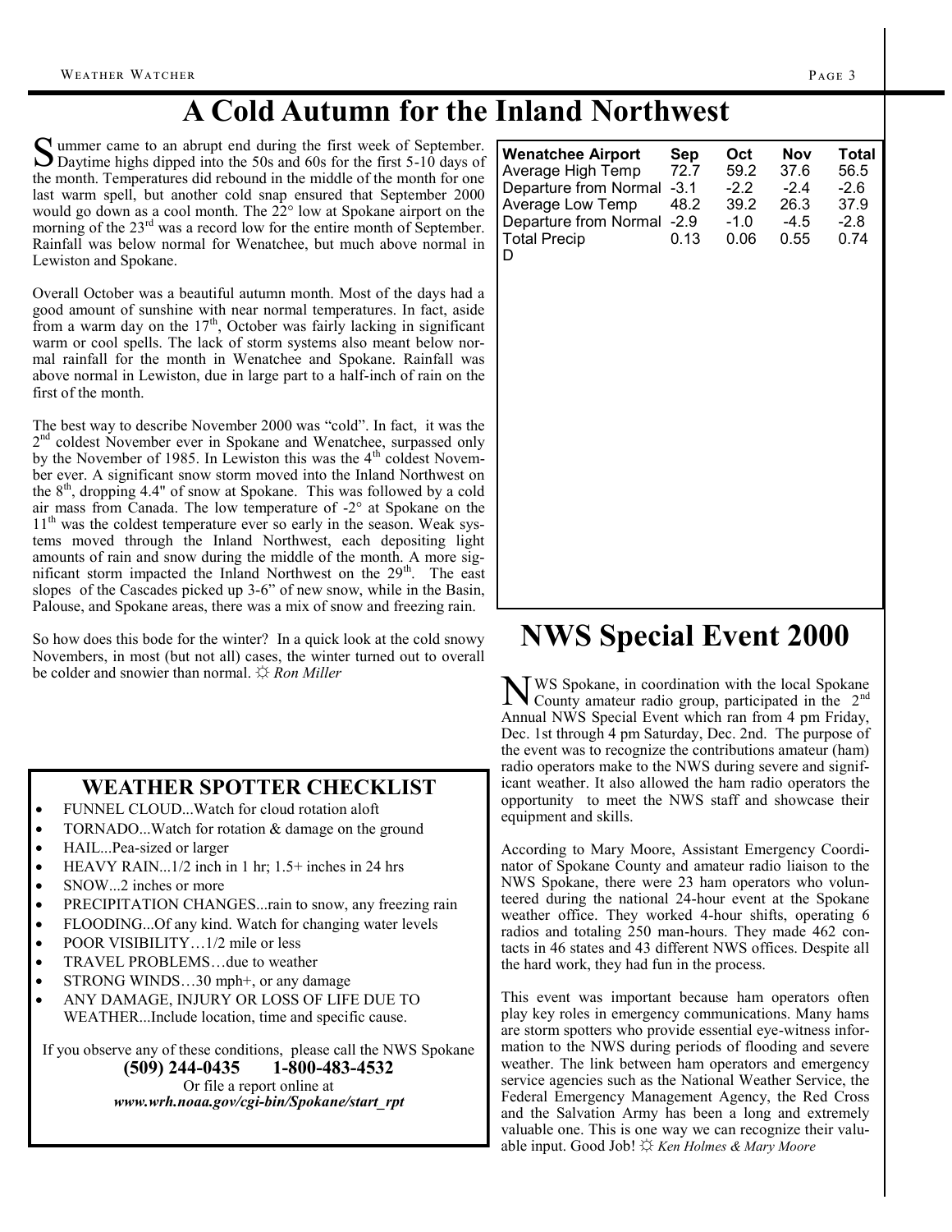# A Cold Autumn for the Inland Northwest

Summer came to an abrupt end during the first week of September. Daytime highs dipped into the 50s and 60s for the first 5-10 days of the month. Temperatures did rebound in the middle of the month for one last warm spell, but another cold snap ensured that September 2000 would go down as a cool month. The 22° low at Spokane airport on the morning of the 23rd was a record low for the entire month of September. Rainfall was below normal for Wenatchee, but much above normal in Lewiston and Spokane.

Overall October was a beautiful autumn month. Most of the days had a good amount of sunshine with near normal temperatures. In fact, aside from a warm day on the 17th, October was fairly lacking in significant warm or cool spells. The lack of storm systems also meant below normal rainfall for the month in Wenatchee and Spokane. Rainfall was above normal in Lewiston, due in large part to a half-inch of rain on the first of the month.

The best way to describe November 2000 was "cold". In fact, it was the 2nd coldest November ever in Spokane and Wenatchee, surpassed only by the November of 1985. In Lewiston this was the 4th coldest November ever. A significant snow storm moved into the Inland Northwest on the 8th, dropping 4.4" of snow at Spokane. This was followed by a cold air mass from Canada. The low temperature of -2° at Spokane on the 11th was the coldest temperature ever so early in the season. Weak systems moved through the Inland Northwest, each depositing light amounts of rain and snow during the middle of the month. A more significant storm impacted the Inland Northwest on the 29th. The east slopes of the Cascades picked up 3-6" of new snow, while in the Basin, Palouse, and Spokane areas, there was a mix of snow and freezing rain.

So how does this bode for the winter? In a quick look at the cold snowy Novembers, in most (but not all) cases, the winter turned out to overall be colder and snowier than normal. ☼ *Ron Miller*

| **Wenatchee Airport** | **Sep** | **Oct** | **Nov** | **Total** |
|---|---|---|---|---|
| Average High Temp | 72.7 | 59.2 | 37.6 | 56.5 |
| Departure from Normal | -3.1 | -2.2 | -2.4 | -2.6 |
| Average Low Temp | 48.2 | 39.2 | 26.3 | 37.9 |
| Departure from Normal | -2.9 | -1.0 | -4.5 | -2.8 |
| Total Precip | 0.13 | 0.06 | 0.55 | 0.74 |
| D | | | | |

## WEATHER SPOTTER CHECKLIST

- FUNNEL CLOUD...Watch for cloud rotation aloft
- TORNADO...Watch for rotation & damage on the ground
- HAIL...Pea-sized or larger
- HEAVY RAIN...1/2 inch in 1 hr; 1.5+ inches in 24 hrs
- SNOW...2 inches or more
- PRECIPITATION CHANGES...rain to snow, any freezing rain
- FLOODING...Of any kind. Watch for changing water levels
- POOR VISIBILITY…1/2 mile or less
- TRAVEL PROBLEMS…due to weather
- STRONG WINDS…30 mph+, or any damage
- ANY DAMAGE, INJURY OR LOSS OF LIFE DUE TO WEATHER...Include location, time and specific cause.

If you observe any of these conditions, please call the NWS Spokane

**(509) 244-0435 1-800-483-4532**

Or file a report online at

***www.wrh.noaa.gov/cgi-bin/Spokane/start_rpt***

# NWS Special Event 2000

NWS Spokane, in coordination with the local Spokane County amateur radio group, participated in the 2nd Annual NWS Special Event which ran from 4 pm Friday, Dec. 1st through 4 pm Saturday, Dec. 2nd. The purpose of the event was to recognize the contributions amateur (ham) radio operators make to the NWS during severe and significant weather. It also allowed the ham radio operators the opportunity to meet the NWS staff and showcase their equipment and skills.

According to Mary Moore, Assistant Emergency Coordinator of Spokane County and amateur radio liaison to the NWS Spokane, there were 23 ham operators who volunteered during the national 24-hour event at the Spokane weather office. They worked 4-hour shifts, operating 6 radios and totaling 250 man-hours. They made 462 contacts in 46 states and 43 different NWS offices. Despite all the hard work, they had fun in the process.

This event was important because ham operators often play key roles in emergency communications. Many hams are storm spotters who provide essential eye-witness information to the NWS during periods of flooding and severe weather. The link between ham operators and emergency service agencies such as the National Weather Service, the Federal Emergency Management Agency, the Red Cross and the Salvation Army has been a long and extremely valuable one. This is one way we can recognize their valuable input. Good Job! ☼ *Ken Holmes & Mary Moore*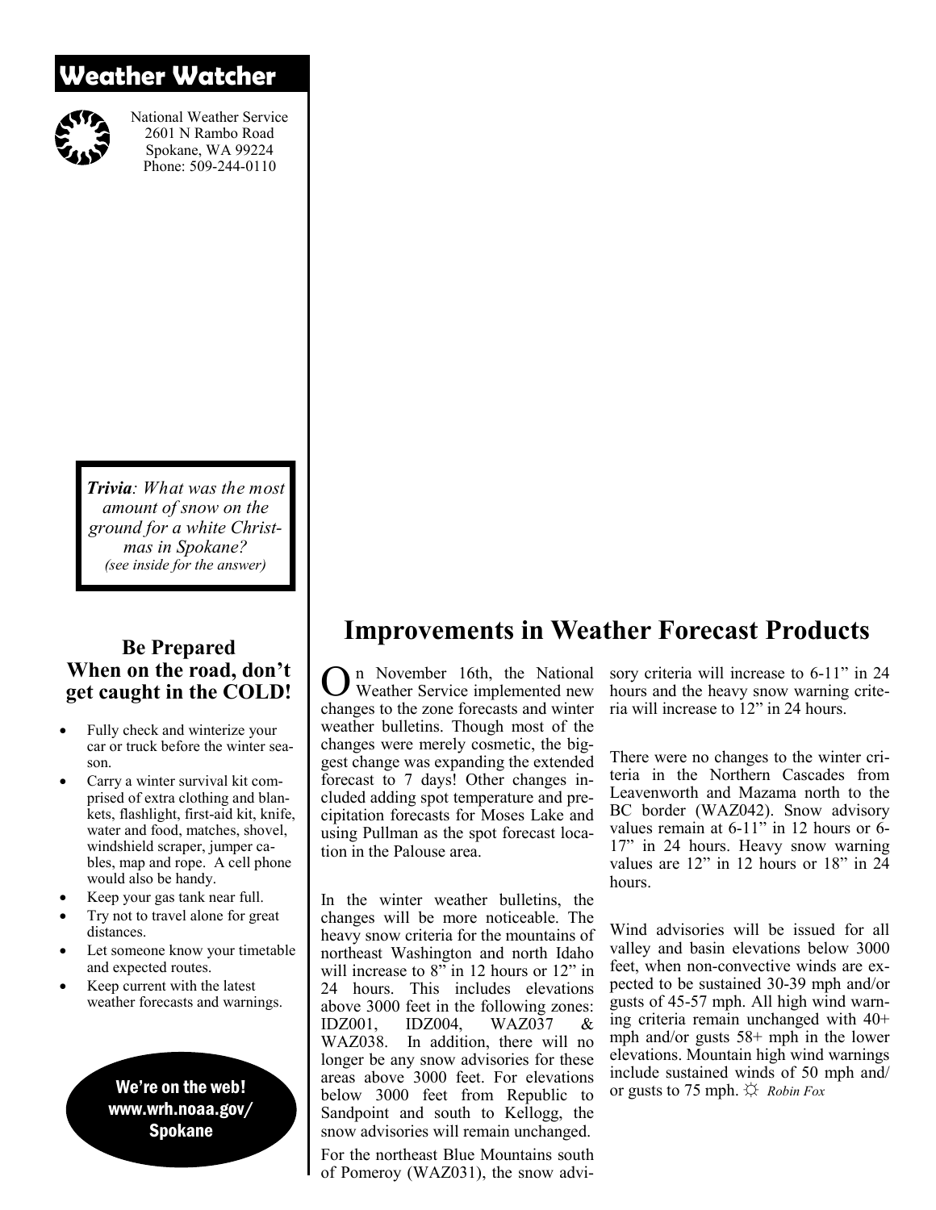## Weather Watcher

National Weather Service
2601 N Rambo Road
Spokane, WA 99224
Phone: 509-244-0110

***Trivia**: What was the most amount of snow on the ground for a white Christmas in Spokane?*
*(see inside for the answer)*

### Be Prepared
### When on the road, don't get caught in the COLD!

- Fully check and winterize your car or truck before the winter season.
- Carry a winter survival kit comprised of extra clothing and blankets, flashlight, first-aid kit, knife, water and food, matches, shovel, windshield scraper, jumper cables, map and rope. A cell phone would also be handy.
- Keep your gas tank near full.
- Try not to travel alone for great distances.
- Let someone know your timetable and expected routes.
- Keep current with the latest weather forecasts and warnings.

**We're on the web!**
**www.wrh.noaa.gov/Spokane**

# Improvements in Weather Forecast Products

On November 16th, the National Weather Service implemented new changes to the zone forecasts and winter weather bulletins. Though most of the changes were merely cosmetic, the biggest change was expanding the extended forecast to 7 days! Other changes included adding spot temperature and precipitation forecasts for Moses Lake and using Pullman as the spot forecast location in the Palouse area.

In the winter weather bulletins, the changes will be more noticeable. The heavy snow criteria for the mountains of northeast Washington and north Idaho will increase to 8" in 12 hours or 12" in 24 hours. This includes elevations above 3000 feet in the following zones: IDZ001, IDZ004, WAZ037 & WAZ038. In addition, there will no longer be any snow advisories for these areas above 3000 feet. For elevations below 3000 feet from Republic to Sandpoint and south to Kellogg, the snow advisories will remain unchanged.

For the northeast Blue Mountains south of Pomeroy (WAZ031), the snow advisory criteria will increase to 6-11" in 24 hours and the heavy snow warning criteria will increase to 12" in 24 hours.

There were no changes to the winter criteria in the Northern Cascades from Leavenworth and Mazama north to the BC border (WAZ042). Snow advisory values remain at 6-11" in 12 hours or 6-17" in 24 hours. Heavy snow warning values are 12" in 12 hours or 18" in 24 hours.

Wind advisories will be issued for all valley and basin elevations below 3000 feet, when non-convective winds are expected to be sustained 30-39 mph and/or gusts of 45-57 mph. All high wind warning criteria remain unchanged with 40+ mph and/or gusts 58+ mph in the lower elevations. Mountain high wind warnings include sustained winds of 50 mph and/or gusts to 75 mph. ☼ *Robin Fox*